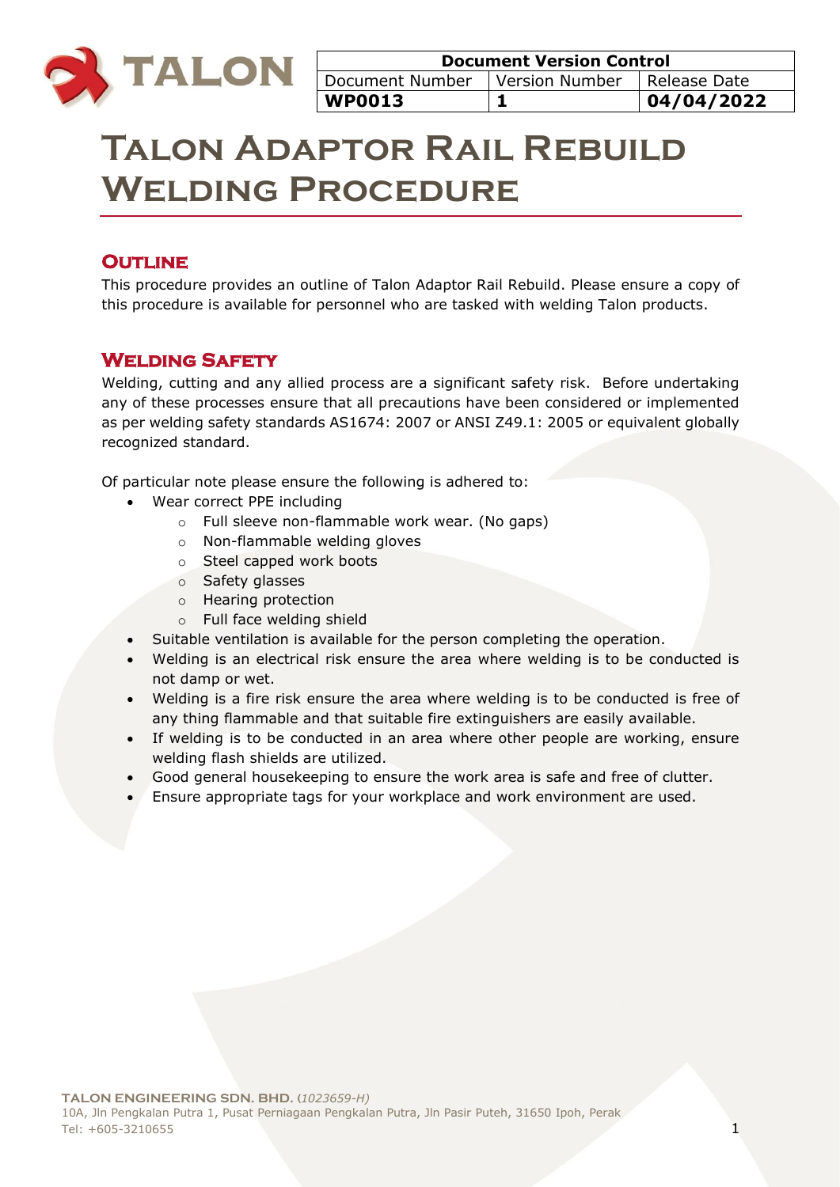| Document Version Control | | |
|---|---|---|
| Document Number | Version Number | Release Date |
| **WP0013** | **1** | **04/04/2022** |

# Talon Adaptor Rail Rebuild Welding Procedure

## Outline

This procedure provides an outline of Talon Adaptor Rail Rebuild. Please ensure a copy of this procedure is available for personnel who are tasked with welding Talon products.

## Welding Safety

Welding, cutting and any allied process are a significant safety risk. Before undertaking any of these processes ensure that all precautions have been considered or implemented as per welding safety standards AS1674: 2007 or ANSI Z49.1: 2005 or equivalent globally recognized standard.

Of particular note please ensure the following is adhered to:

- Wear correct PPE including
  - Full sleeve non-flammable work wear. (No gaps)
  - Non-flammable welding gloves
  - Steel capped work boots
  - Safety glasses
  - Hearing protection
  - Full face welding shield
- Suitable ventilation is available for the person completing the operation.
- Welding is an electrical risk ensure the area where welding is to be conducted is not damp or wet.
- Welding is a fire risk ensure the area where welding is to be conducted is free of any thing flammable and that suitable fire extinguishers are easily available.
- If welding is to be conducted in an area where other people are working, ensure welding flash shields are utilized.
- Good general housekeeping to ensure the work area is safe and free of clutter.
- Ensure appropriate tags for your workplace and work environment are used.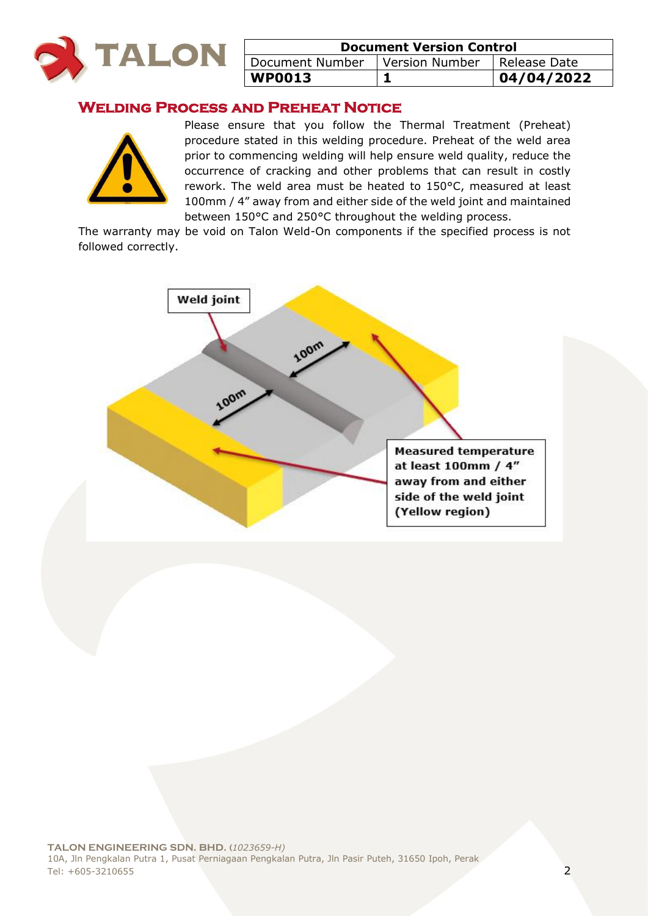| Document Version Control | | |
|---|---|---|
| Document Number | Version Number | Release Date |
| **WP0013** | **1** | **04/04/2022** |

## Welding Process and Preheat Notice

Please ensure that you follow the Thermal Treatment (Preheat) procedure stated in this welding procedure. Preheat of the weld area prior to commencing welding will help ensure weld quality, reduce the occurrence of cracking and other problems that can result in costly rework. The weld area must be heated to 150°C, measured at least 100mm / 4" away from and either side of the weld joint and maintained between 150°C and 250°C throughout the welding process.

The warranty may be void on Talon Weld-On components if the specified process is not followed correctly.

**Weld joint**

100m

100m

**Measured temperature at least 100mm / 4" away from and either side of the weld joint (Yellow region)**

**TALON ENGINEERING SDN. BHD.** *(1023659-H)*
10A, Jln Pengkalan Putra 1, Pusat Perniagaan Pengkalan Putra, Jln Pasir Puteh, 31650 Ipoh, Perak
Tel: +605-3210655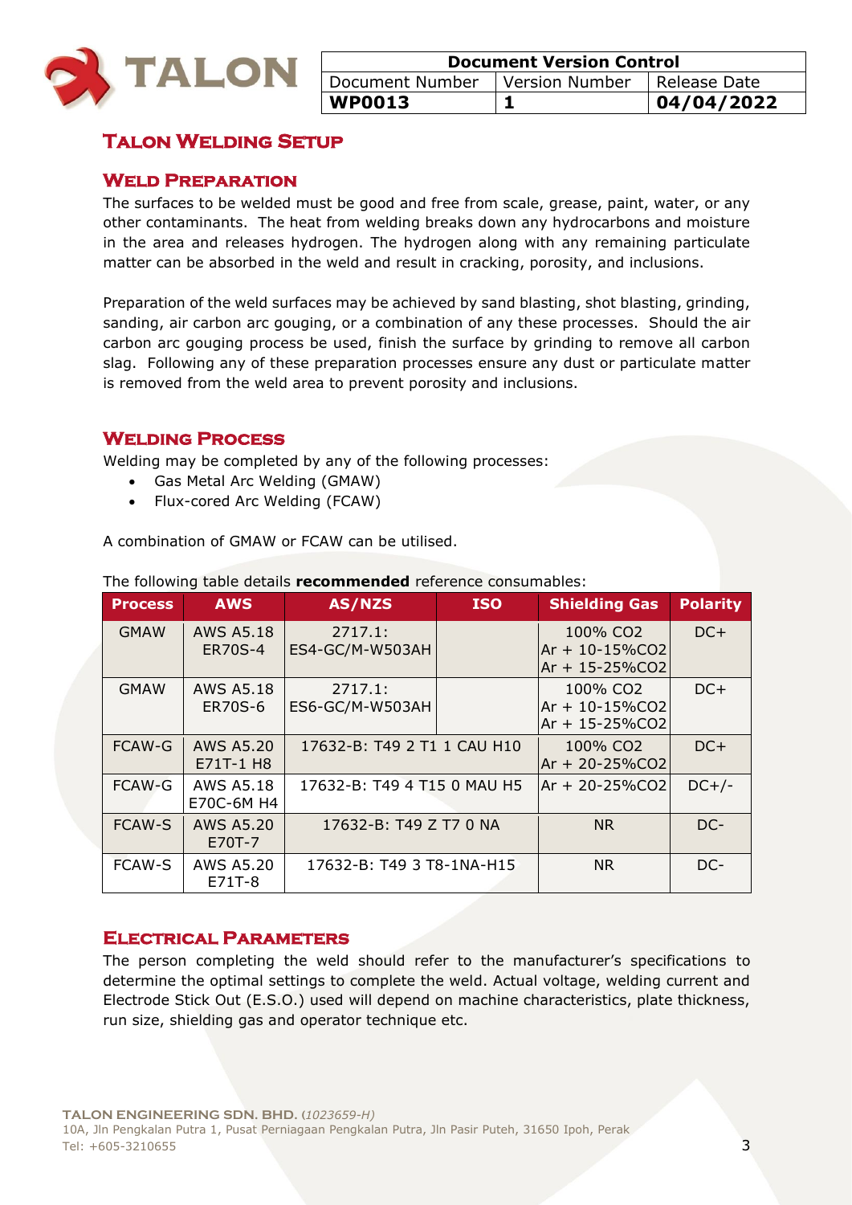| Document Version Control | | |
|---|---|---|
| Document Number | Version Number | Release Date |
| **WP0013** | **1** | **04/04/2022** |

# Talon Welding Setup

## Weld Preparation

The surfaces to be welded must be good and free from scale, grease, paint, water, or any other contaminants. The heat from welding breaks down any hydrocarbons and moisture in the area and releases hydrogen. The hydrogen along with any remaining particulate matter can be absorbed in the weld and result in cracking, porosity, and inclusions.

Preparation of the weld surfaces may be achieved by sand blasting, shot blasting, grinding, sanding, air carbon arc gouging, or a combination of any these processes. Should the air carbon arc gouging process be used, finish the surface by grinding to remove all carbon slag. Following any of these preparation processes ensure any dust or particulate matter is removed from the weld area to prevent porosity and inclusions.

## Welding Process

Welding may be completed by any of the following processes:

- Gas Metal Arc Welding (GMAW)
- Flux-cored Arc Welding (FCAW)

A combination of GMAW or FCAW can be utilised.

The following table details **recommended** reference consumables:

| Process | AWS | AS/NZS | ISO | Shielding Gas | Polarity |
|---|---|---|---|---|---|
| GMAW | AWS A5.18 ER70S-4 | 2717.1: ES4-GC/M-W503AH | | 100% $CO_2$<br>Ar + 10-15%$CO_2$<br>Ar + 15-25%$CO_2$ | DC+ |
| GMAW | AWS A5.18 ER70S-6 | 2717.1: ES6-GC/M-W503AH | | 100% $CO_2$<br>Ar + 10-15%$CO_2$<br>Ar + 15-25%$CO_2$ | DC+ |
| FCAW-G | AWS A5.20 E71T-1 H8 | 17632-B: T49 2 T1 1 CAU H10 | | 100% $CO_2$<br>Ar + 20-25%$CO_2$ | DC+ |
| FCAW-G | AWS A5.18 E70C-6M H4 | 17632-B: T49 4 T15 0 MAU H5 | | Ar + 20-25%$CO_2$ | DC+/- |
| FCAW-S | AWS A5.20 E70T-7 | 17632-B: T49 Z T7 0 NA | | NR | DC- |
| FCAW-S | AWS A5.20 E71T-8 | 17632-B: T49 3 T8-1NA-H15 | | NR | DC- |

## Electrical Parameters

The person completing the weld should refer to the manufacturer's specifications to determine the optimal settings to complete the weld. Actual voltage, welding current and Electrode Stick Out (E.S.O.) used will depend on machine characteristics, plate thickness, run size, shielding gas and operator technique etc.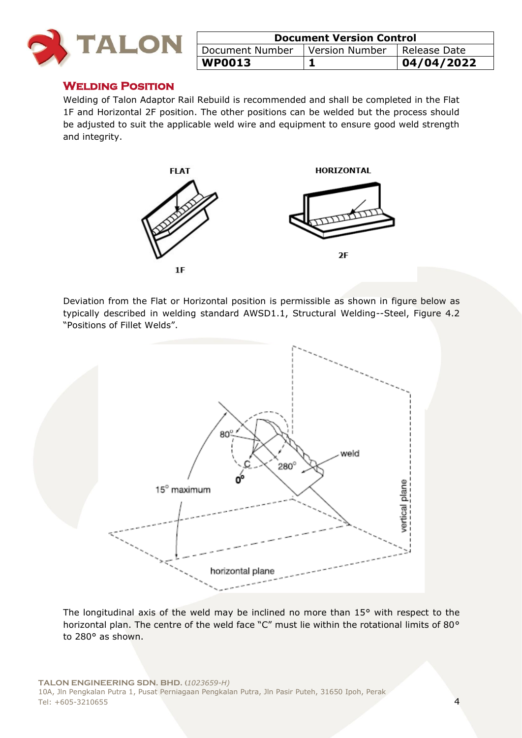## Welding Position

Welding of Talon Adaptor Rail Rebuild is recommended and shall be completed in the Flat 1F and Horizontal 2F position. The other positions can be welded but the process should be adjusted to suit the applicable weld wire and equipment to ensure good weld strength and integrity.

Deviation from the Flat or Horizontal position is permissible as shown in figure below as typically described in welding standard AWSD1.1, Structural Welding--Steel, Figure 4.2 "Positions of Fillet Welds".

The longitudinal axis of the weld may be inclined no more than 15° with respect to the horizontal plan. The centre of the weld face "C" must lie within the rotational limits of 80° to 280° as shown.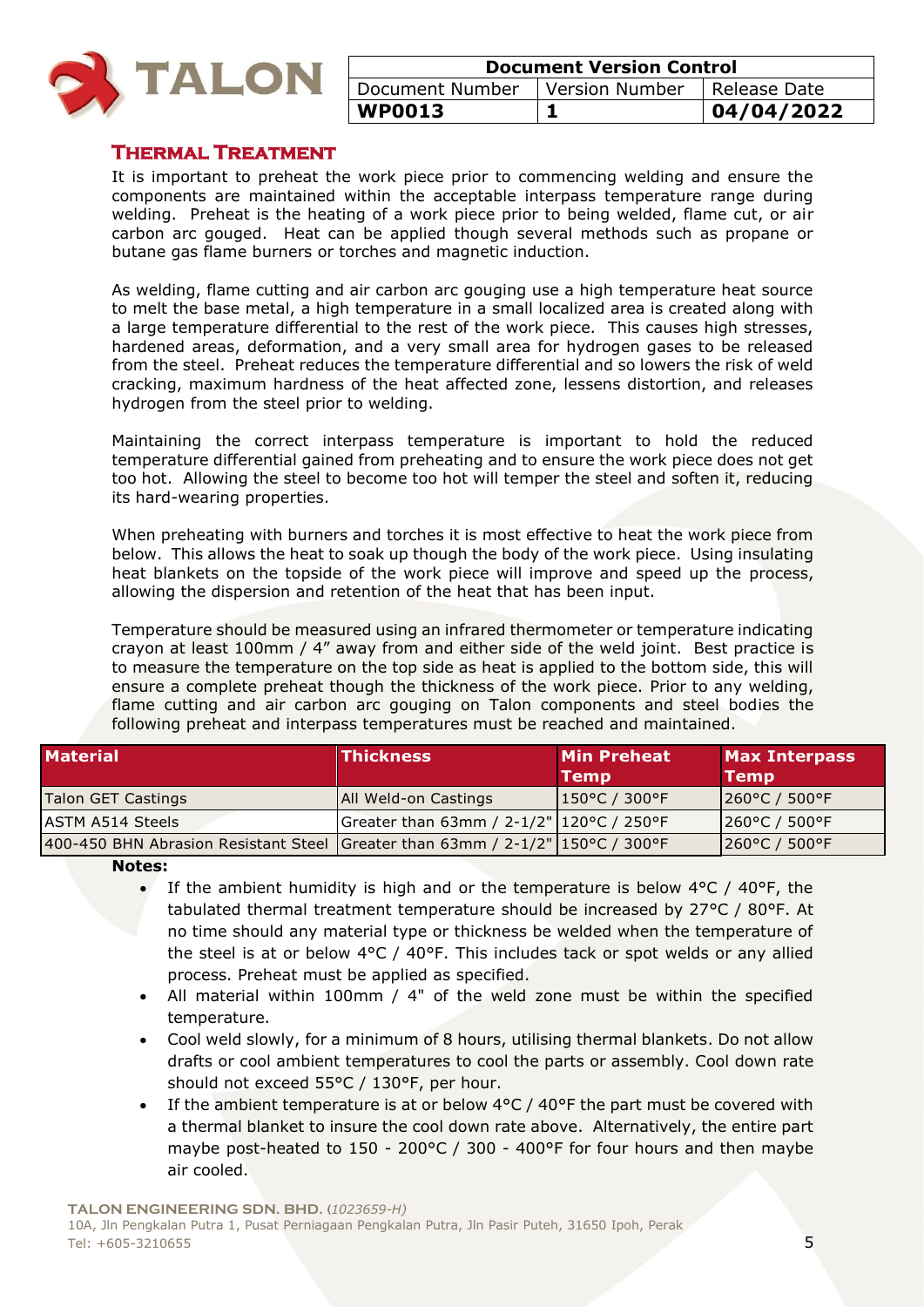## Thermal Treatment

It is important to preheat the work piece prior to commencing welding and ensure the components are maintained within the acceptable interpass temperature range during welding. Preheat is the heating of a work piece prior to being welded, flame cut, or air carbon arc gouged. Heat can be applied though several methods such as propane or butane gas flame burners or torches and magnetic induction.

As welding, flame cutting and air carbon arc gouging use a high temperature heat source to melt the base metal, a high temperature in a small localized area is created along with a large temperature differential to the rest of the work piece. This causes high stresses, hardened areas, deformation, and a very small area for hydrogen gases to be released from the steel. Preheat reduces the temperature differential and so lowers the risk of weld cracking, maximum hardness of the heat affected zone, lessens distortion, and releases hydrogen from the steel prior to welding.

Maintaining the correct interpass temperature is important to hold the reduced temperature differential gained from preheating and to ensure the work piece does not get too hot. Allowing the steel to become too hot will temper the steel and soften it, reducing its hard-wearing properties.

When preheating with burners and torches it is most effective to heat the work piece from below. This allows the heat to soak up though the body of the work piece. Using insulating heat blankets on the topside of the work piece will improve and speed up the process, allowing the dispersion and retention of the heat that has been input.

Temperature should be measured using an infrared thermometer or temperature indicating crayon at least 100mm / 4" away from and either side of the weld joint. Best practice is to measure the temperature on the top side as heat is applied to the bottom side, this will ensure a complete preheat though the thickness of the work piece. Prior to any welding, flame cutting and air carbon arc gouging on Talon components and steel bodies the following preheat and interpass temperatures must be reached and maintained.

| Material | Thickness | Min Preheat Temp | Max Interpass Temp |
|---|---|---|---|
| Talon GET Castings | All Weld-on Castings | 150°C / 300°F | 260°C / 500°F |
| ASTM A514 Steels | Greater than 63mm / 2-1/2" | 120°C / 250°F | 260°C / 500°F |
| 400-450 BHN Abrasion Resistant Steel | Greater than 63mm / 2-1/2" | 150°C / 300°F | 260°C / 500°F |

**Notes:**

- If the ambient humidity is high and or the temperature is below 4°C / 40°F, the tabulated thermal treatment temperature should be increased by 27°C / 80°F. At no time should any material type or thickness be welded when the temperature of the steel is at or below 4°C / 40°F. This includes tack or spot welds or any allied process. Preheat must be applied as specified.
- All material within 100mm / 4" of the weld zone must be within the specified temperature.
- Cool weld slowly, for a minimum of 8 hours, utilising thermal blankets. Do not allow drafts or cool ambient temperatures to cool the parts or assembly. Cool down rate should not exceed 55°C / 130°F, per hour.
- If the ambient temperature is at or below 4°C / 40°F the part must be covered with a thermal blanket to insure the cool down rate above. Alternatively, the entire part maybe post-heated to 150 - 200°C / 300 - 400°F for four hours and then maybe air cooled.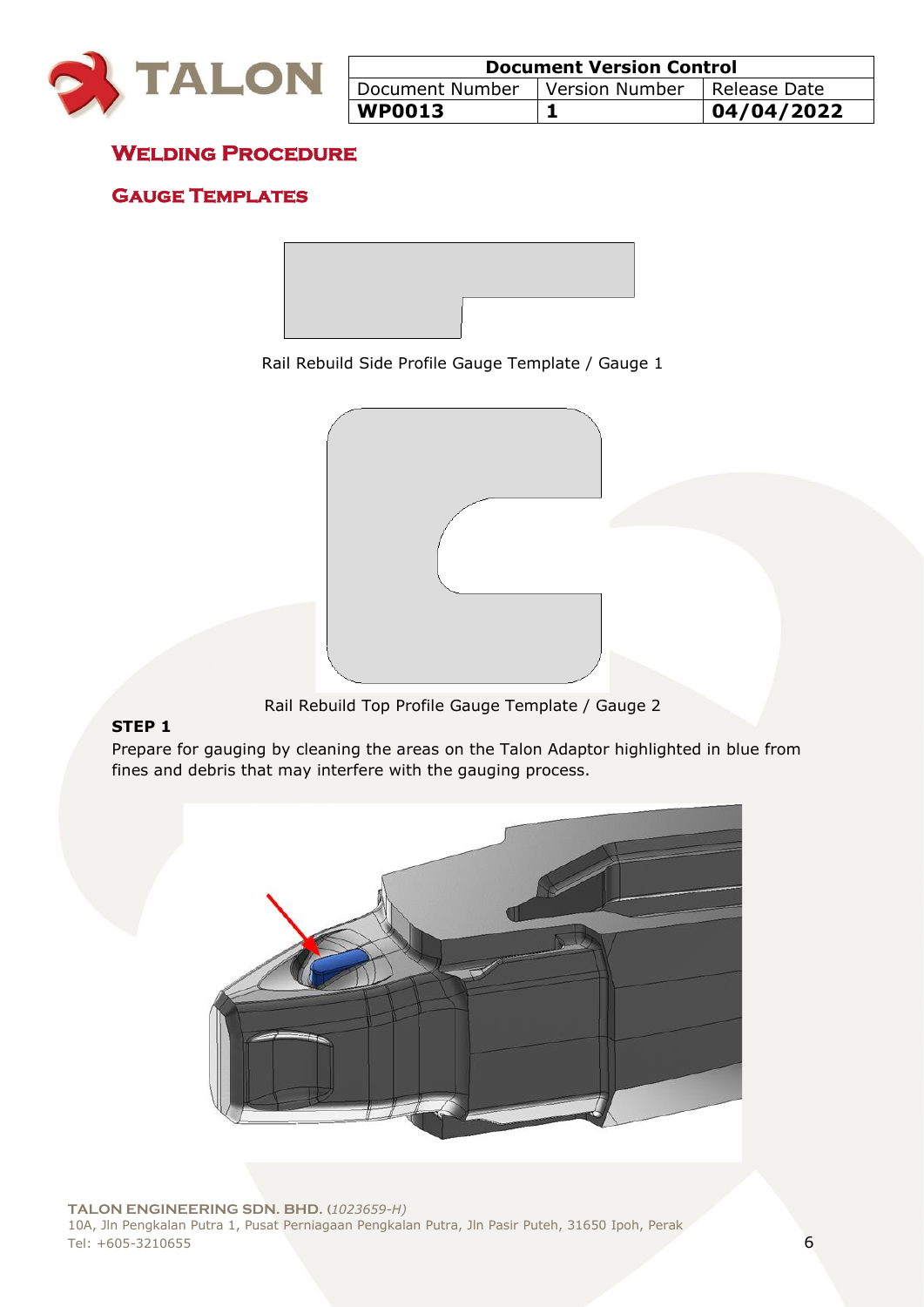## Welding Procedure

### Gauge Templates

Rail Rebuild Side Profile Gauge Template / Gauge 1

Rail Rebuild Top Profile Gauge Template / Gauge 2

**STEP 1**

Prepare for gauging by cleaning the areas on the Talon Adaptor highlighted in blue from fines and debris that may interfere with the gauging process.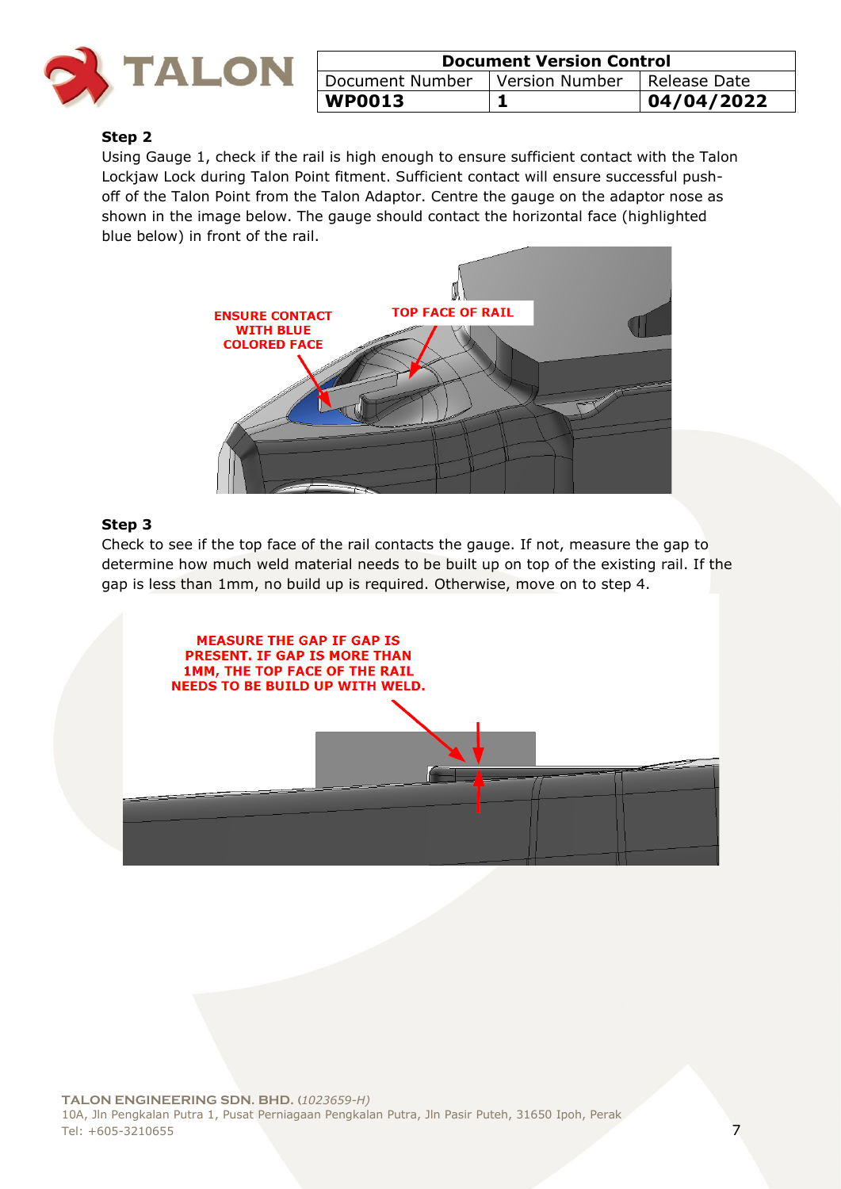**Step 2**

Using Gauge 1, check if the rail is high enough to ensure sufficient contact with the Talon Lockjaw Lock during Talon Point fitment. Sufficient contact will ensure successful push-off of the Talon Point from the Talon Adaptor. Centre the gauge on the adaptor nose as shown in the image below. The gauge should contact the horizontal face (highlighted blue below) in front of the rail.

ENSURE CONTACT WITH BLUE COLORED FACE

TOP FACE OF RAIL

**Step 3**

Check to see if the top face of the rail contacts the gauge. If not, measure the gap to determine how much weld material needs to be built up on top of the existing rail. If the gap is less than 1mm, no build up is required. Otherwise, move on to step 4.

MEASURE THE GAP IF GAP IS PRESENT. IF GAP IS MORE THAN 1MM, THE TOP FACE OF THE RAIL NEEDS TO BE BUILD UP WITH WELD.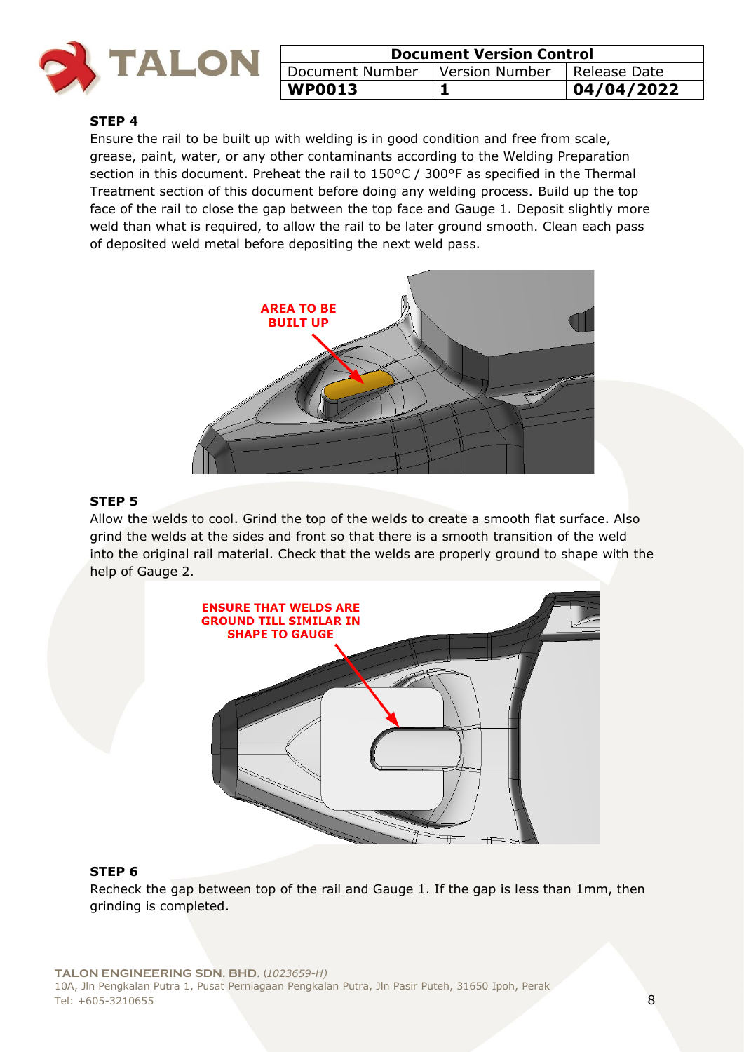| Document Version Control | | |
| --- | --- | --- |
| Document Number | Version Number | Release Date |
| **WP0013** | **1** | **04/04/2022** |

**STEP 4**

Ensure the rail to be built up with welding is in good condition and free from scale, grease, paint, water, or any other contaminants according to the Welding Preparation section in this document. Preheat the rail to 150°C / 300°F as specified in the Thermal Treatment section of this document before doing any welding process. Build up the top face of the rail to close the gap between the top face and Gauge 1. Deposit slightly more weld than what is required, to allow the rail to be later ground smooth. Clean each pass of deposited weld metal before depositing the next weld pass.

**STEP 5**

Allow the welds to cool. Grind the top of the welds to create a smooth flat surface. Also grind the welds at the sides and front so that there is a smooth transition of the weld into the original rail material. Check that the welds are properly ground to shape with the help of Gauge 2.

**STEP 6**

Recheck the gap between top of the rail and Gauge 1. If the gap is less than 1mm, then grinding is completed.

**TALON ENGINEERING SDN. BHD.** *(1023659-H)*
10A, Jln Pengkalan Putra 1, Pusat Perniagaan Pengkalan Putra, Jln Pasir Puteh, 31650 Ipoh, Perak
Tel: +605-3210655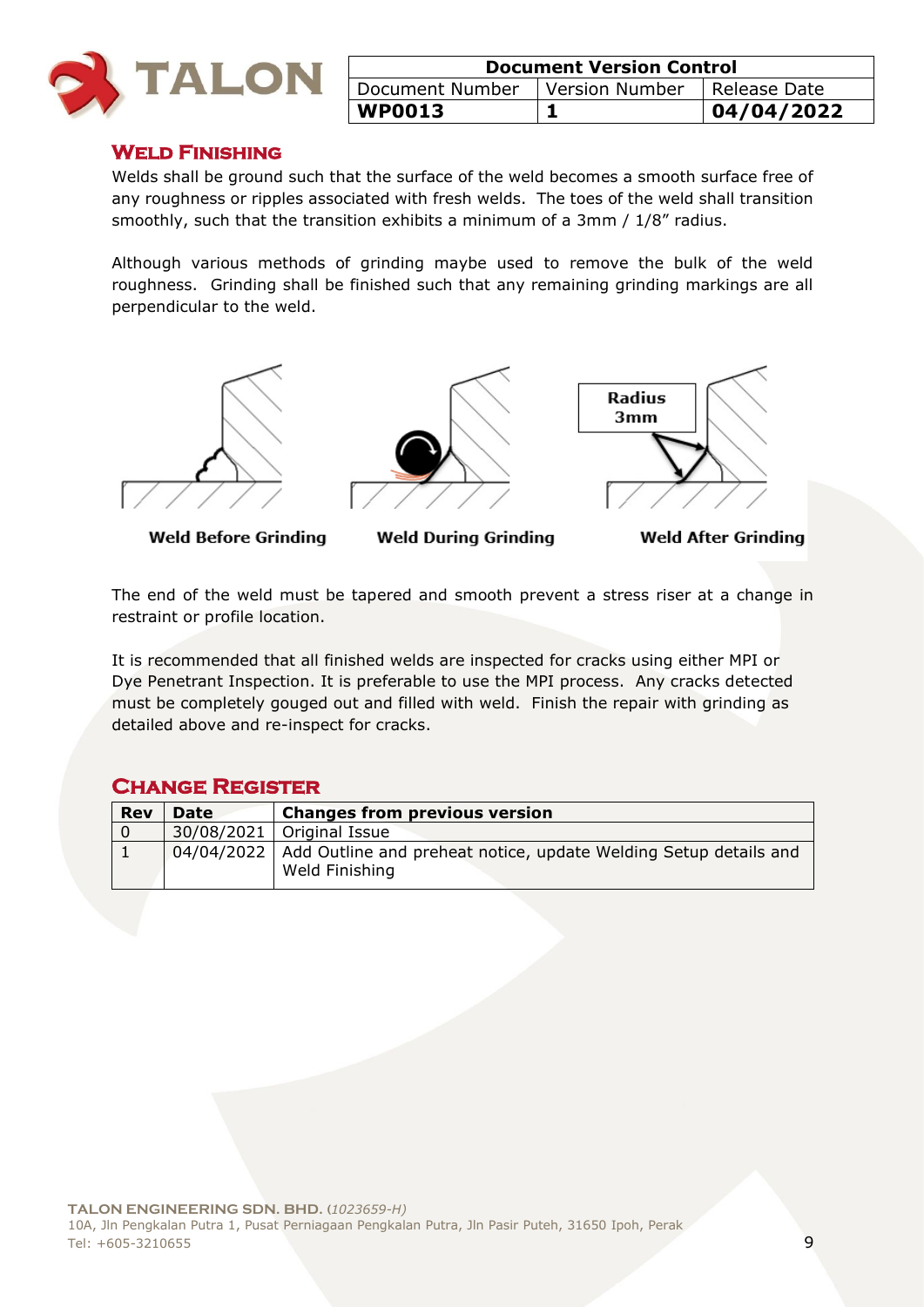## Weld Finishing

Welds shall be ground such that the surface of the weld becomes a smooth surface free of any roughness or ripples associated with fresh welds. The toes of the weld shall transition smoothly, such that the transition exhibits a minimum of a 3mm / 1/8" radius.

Although various methods of grinding maybe used to remove the bulk of the weld roughness. Grinding shall be finished such that any remaining grinding markings are all perpendicular to the weld.

Radius 3mm

Weld Before Grinding

Weld During Grinding

Weld After Grinding

The end of the weld must be tapered and smooth prevent a stress riser at a change in restraint or profile location.

It is recommended that all finished welds are inspected for cracks using either MPI or Dye Penetrant Inspection. It is preferable to use the MPI process. Any cracks detected must be completely gouged out and filled with weld. Finish the repair with grinding as detailed above and re-inspect for cracks.

## Change Register

| Rev | Date | Changes from previous version |
| --- | --- | --- |
| 0 | 30/08/2021 | Original Issue |
| 1 | 04/04/2022 | Add Outline and preheat notice, update Welding Setup details and Weld Finishing |